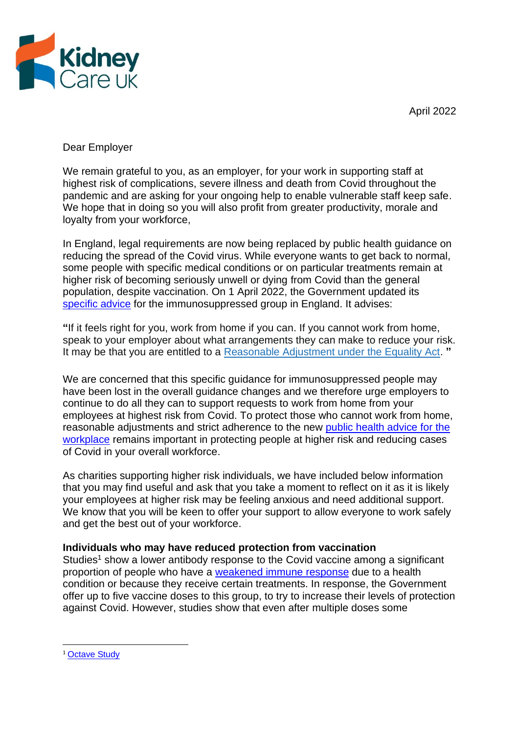Kidney Care UK

April 2022

Dear Employer

We remain grateful to you, as an employer, for your work in supporting staff at highest risk of complications, severe illness and death from Covid throughout the pandemic and are asking for your ongoing help to enable vulnerable staff keep safe. We hope that in doing so you will also profit from greater productivity, morale and loyalty from your workforce,

In England, legal requirements are now being replaced by public health guidance on reducing the spread of the Covid virus. While everyone wants to get back to normal, some people with specific medical conditions or on particular treatments remain at higher risk of becoming seriously unwell or dying from Covid than the general population, despite vaccination. On 1 April 2022, the Government updated its specific advice for the immunosuppressed group in England. It advises:

**"**If it feels right for you, work from home if you can. If you cannot work from home, speak to your employer about what arrangements they can make to reduce your risk. It may be that you are entitled to a Reasonable Adjustment under the Equality Act. **"**

We are concerned that this specific guidance for immunosuppressed people may have been lost in the overall guidance changes and we therefore urge employers to continue to do all they can to support requests to work from home from your employees at highest risk from Covid. To protect those who cannot work from home, reasonable adjustments and strict adherence to the new public health advice for the workplace remains important in protecting people at higher risk and reducing cases of Covid in your overall workforce.

As charities supporting higher risk individuals, we have included below information that you may find useful and ask that you take a moment to reflect on it as it is likely your employees at higher risk may be feeling anxious and need additional support. We know that you will be keen to offer your support to allow everyone to work safely and get the best out of your workforce.

**Individuals who may have reduced protection from vaccination**
Studies[1] show a lower antibody response to the Covid vaccine among a significant proportion of people who have a weakened immune response due to a health condition or because they receive certain treatments. In response, the Government offer up to five vaccine doses to this group, to try to increase their levels of protection against Covid. However, studies show that even after multiple doses some

[1] Octave Study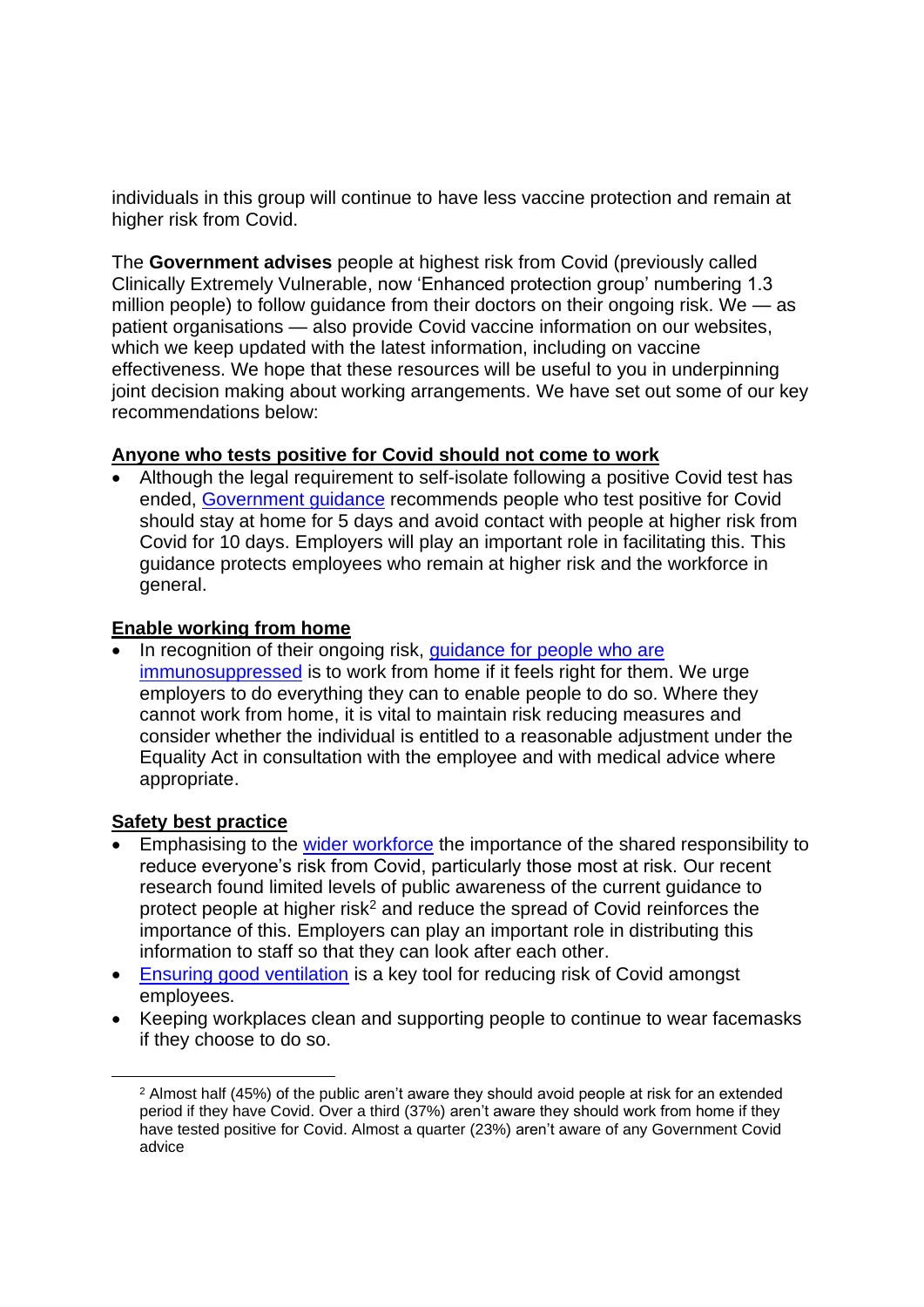individuals in this group will continue to have less vaccine protection and remain at higher risk from Covid.

The **Government advises** people at highest risk from Covid (previously called Clinically Extremely Vulnerable, now 'Enhanced protection group' numbering 1.3 million people) to follow guidance from their doctors on their ongoing risk. We — as patient organisations — also provide Covid vaccine information on our websites, which we keep updated with the latest information, including on vaccine effectiveness. We hope that these resources will be useful to you in underpinning joint decision making about working arrangements. We have set out some of our key recommendations below:

**Anyone who tests positive for Covid should not come to work**

- Although the legal requirement to self-isolate following a positive Covid test has ended, Government guidance recommends people who test positive for Covid should stay at home for 5 days and avoid contact with people at higher risk from Covid for 10 days. Employers will play an important role in facilitating this. This guidance protects employees who remain at higher risk and the workforce in general.

**Enable working from home**

- In recognition of their ongoing risk, guidance for people who are immunosuppressed is to work from home if it feels right for them. We urge employers to do everything they can to enable people to do so. Where they cannot work from home, it is vital to maintain risk reducing measures and consider whether the individual is entitled to a reasonable adjustment under the Equality Act in consultation with the employee and with medical advice where appropriate.

**Safety best practice**

- Emphasising to the wider workforce the importance of the shared responsibility to reduce everyone's risk from Covid, particularly those most at risk. Our recent research found limited levels of public awareness of the current guidance to protect people at higher risk[2] and reduce the spread of Covid reinforces the importance of this. Employers can play an important role in distributing this information to staff so that they can look after each other.
- Ensuring good ventilation is a key tool for reducing risk of Covid amongst employees.
- Keeping workplaces clean and supporting people to continue to wear facemasks if they choose to do so.

[2] Almost half (45%) of the public aren't aware they should avoid people at risk for an extended period if they have Covid. Over a third (37%) aren't aware they should work from home if they have tested positive for Covid. Almost a quarter (23%) aren't aware of any Government Covid advice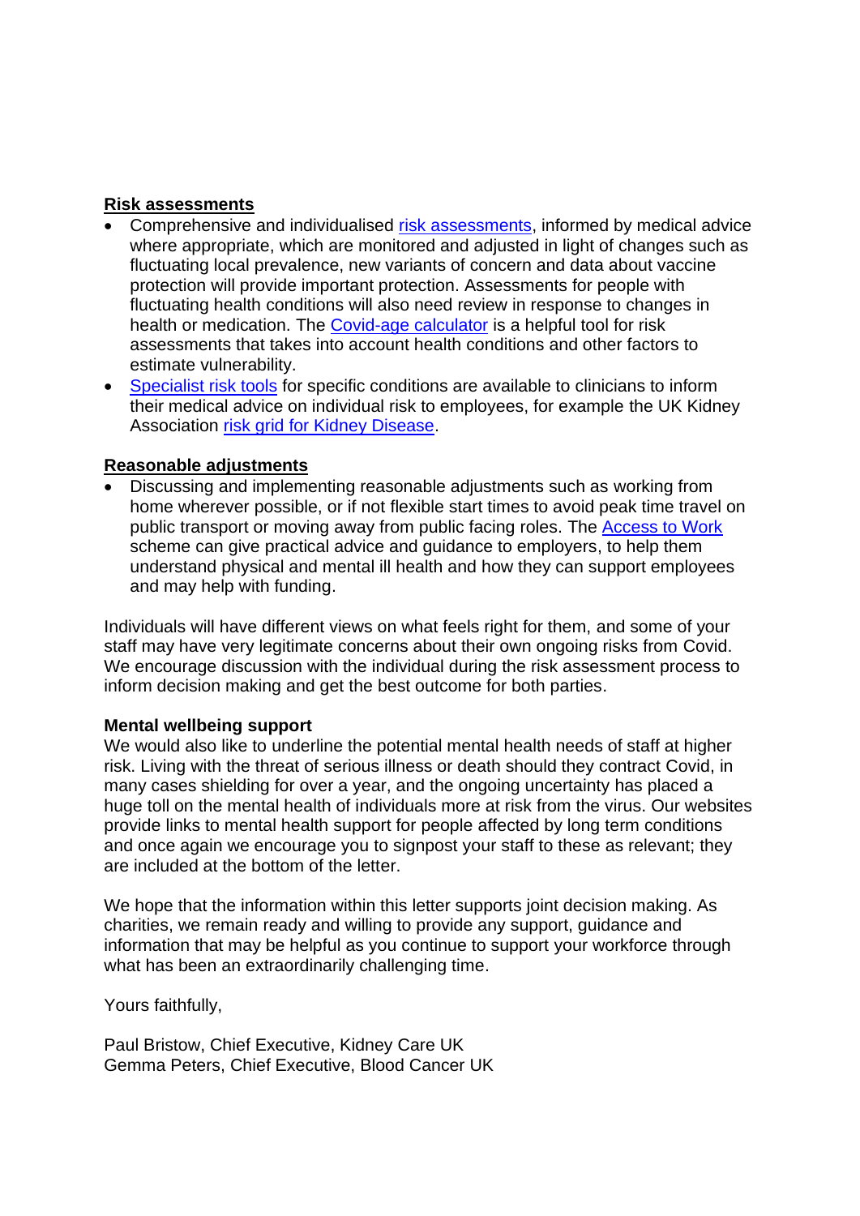**Risk assessments**

- Comprehensive and individualised risk assessments, informed by medical advice where appropriate, which are monitored and adjusted in light of changes such as fluctuating local prevalence, new variants of concern and data about vaccine protection will provide important protection. Assessments for people with fluctuating health conditions will also need review in response to changes in health or medication. The Covid-age calculator is a helpful tool for risk assessments that takes into account health conditions and other factors to estimate vulnerability.
- Specialist risk tools for specific conditions are available to clinicians to inform their medical advice on individual risk to employees, for example the UK Kidney Association risk grid for Kidney Disease.

**Reasonable adjustments**

- Discussing and implementing reasonable adjustments such as working from home wherever possible, or if not flexible start times to avoid peak time travel on public transport or moving away from public facing roles. The Access to Work scheme can give practical advice and guidance to employers, to help them understand physical and mental ill health and how they can support employees and may help with funding.

Individuals will have different views on what feels right for them, and some of your staff may have very legitimate concerns about their own ongoing risks from Covid. We encourage discussion with the individual during the risk assessment process to inform decision making and get the best outcome for both parties.

**Mental wellbeing support**

We would also like to underline the potential mental health needs of staff at higher risk. Living with the threat of serious illness or death should they contract Covid, in many cases shielding for over a year, and the ongoing uncertainty has placed a huge toll on the mental health of individuals more at risk from the virus. Our websites provide links to mental health support for people affected by long term conditions and once again we encourage you to signpost your staff to these as relevant; they are included at the bottom of the letter.

We hope that the information within this letter supports joint decision making. As charities, we remain ready and willing to provide any support, guidance and information that may be helpful as you continue to support your workforce through what has been an extraordinarily challenging time.

Yours faithfully,

Paul Bristow, Chief Executive, Kidney Care UK
Gemma Peters, Chief Executive, Blood Cancer UK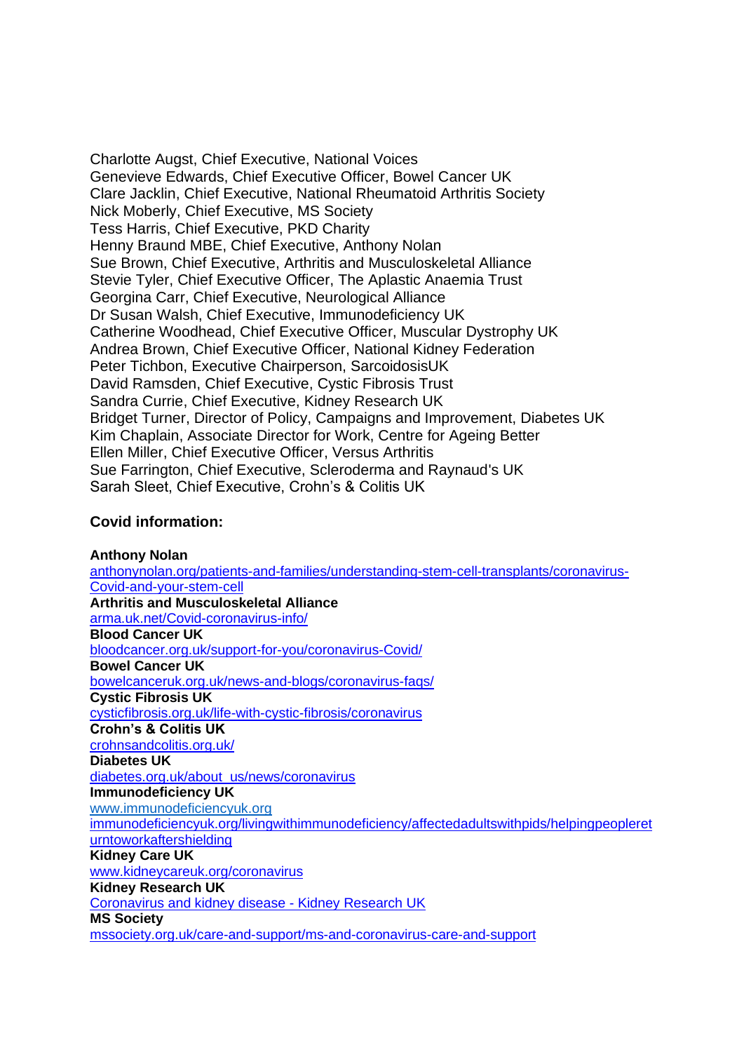Charlotte Augst, Chief Executive, National Voices
Genevieve Edwards, Chief Executive Officer, Bowel Cancer UK
Clare Jacklin, Chief Executive, National Rheumatoid Arthritis Society
Nick Moberly, Chief Executive, MS Society
Tess Harris, Chief Executive, PKD Charity
Henny Braund MBE, Chief Executive, Anthony Nolan
Sue Brown, Chief Executive, Arthritis and Musculoskeletal Alliance
Stevie Tyler, Chief Executive Officer, The Aplastic Anaemia Trust
Georgina Carr, Chief Executive, Neurological Alliance
Dr Susan Walsh, Chief Executive, Immunodeficiency UK
Catherine Woodhead, Chief Executive Officer, Muscular Dystrophy UK
Andrea Brown, Chief Executive Officer, National Kidney Federation
Peter Tichbon, Executive Chairperson, SarcoidosisUK
David Ramsden, Chief Executive, Cystic Fibrosis Trust
Sandra Currie, Chief Executive, Kidney Research UK
Bridget Turner, Director of Policy, Campaigns and Improvement, Diabetes UK
Kim Chaplain, Associate Director for Work, Centre for Ageing Better
Ellen Miller, Chief Executive Officer, Versus Arthritis
Sue Farrington, Chief Executive, Scleroderma and Raynaud's UK
Sarah Sleet, Chief Executive, Crohn's & Colitis UK

**Covid information:**

**Anthony Nolan**
anthonynolan.org/patients-and-families/understanding-stem-cell-transplants/coronavirus-Covid-and-your-stem-cell
**Arthritis and Musculoskeletal Alliance**
arma.uk.net/Covid-coronavirus-info/
**Blood Cancer UK**
bloodcancer.org.uk/support-for-you/coronavirus-Covid/
**Bowel Cancer UK**
bowelcanceruk.org.uk/news-and-blogs/coronavirus-faqs/
**Cystic Fibrosis UK**
cysticfibrosis.org.uk/life-with-cystic-fibrosis/coronavirus
**Crohn's & Colitis UK**
crohnsandcolitis.org.uk/
**Diabetes UK**
diabetes.org.uk/about_us/news/coronavirus
**Immunodeficiency UK**
www.immunodeficiencyuk.org
immunodeficiencyuk.org/livingwithimmunodeficiency/affectedadultswithpids/helpingpeoplereturntoworkaftershielding
**Kidney Care UK**
www.kidneycareuk.org/coronavirus
**Kidney Research UK**
Coronavirus and kidney disease - Kidney Research UK
**MS Society**
mssociety.org.uk/care-and-support/ms-and-coronavirus-care-and-support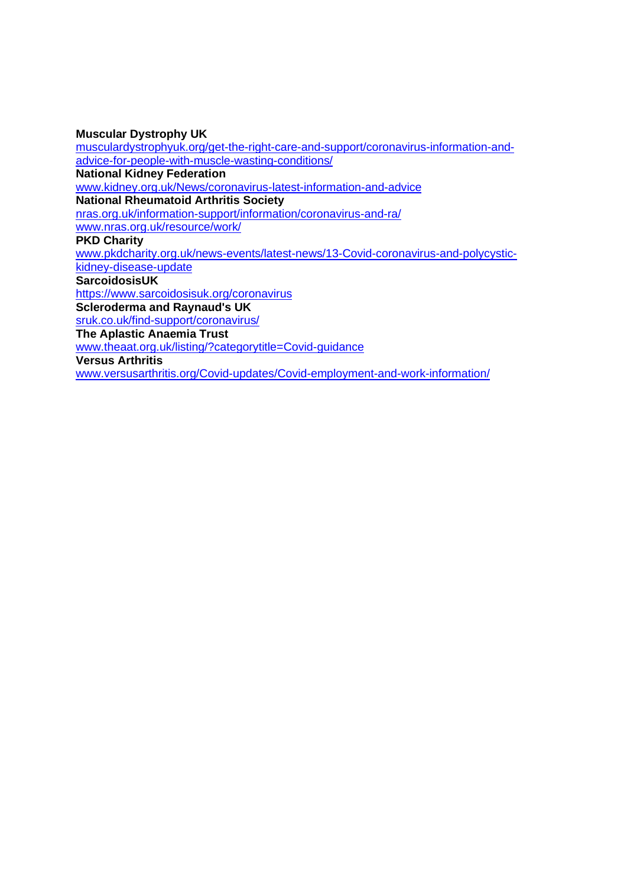**Muscular Dystrophy UK**
[musculardystrophyuk.org/get-the-right-care-and-support/coronavirus-information-and-advice-for-people-with-muscle-wasting-conditions/](musculardystrophyuk.org/get-the-right-care-and-support/coronavirus-information-and-advice-for-people-with-muscle-wasting-conditions/)

**National Kidney Federation**
[www.kidney.org.uk/News/coronavirus-latest-information-and-advice](www.kidney.org.uk/News/coronavirus-latest-information-and-advice)

**National Rheumatoid Arthritis Society**
[nras.org.uk/information-support/information/coronavirus-and-ra/](nras.org.uk/information-support/information/coronavirus-and-ra/)
[www.nras.org.uk/resource/work/](www.nras.org.uk/resource/work/)

**PKD Charity**
[www.pkdcharity.org.uk/news-events/latest-news/13-Covid-coronavirus-and-polycystic-kidney-disease-update](www.pkdcharity.org.uk/news-events/latest-news/13-Covid-coronavirus-and-polycystic-kidney-disease-update)

**SarcoidosisUK**
[https://www.sarcoidosisuk.org/coronavirus](https://www.sarcoidosisuk.org/coronavirus)

**Scleroderma and Raynaud's UK**
[sruk.co.uk/find-support/coronavirus/](sruk.co.uk/find-support/coronavirus/)

**The Aplastic Anaemia Trust**
[www.theaat.org.uk/listing/?categorytitle=Covid-guidance](www.theaat.org.uk/listing/?categorytitle=Covid-guidance)

**Versus Arthritis**
[www.versusarthritis.org/Covid-updates/Covid-employment-and-work-information/](www.versusarthritis.org/Covid-updates/Covid-employment-and-work-information/)